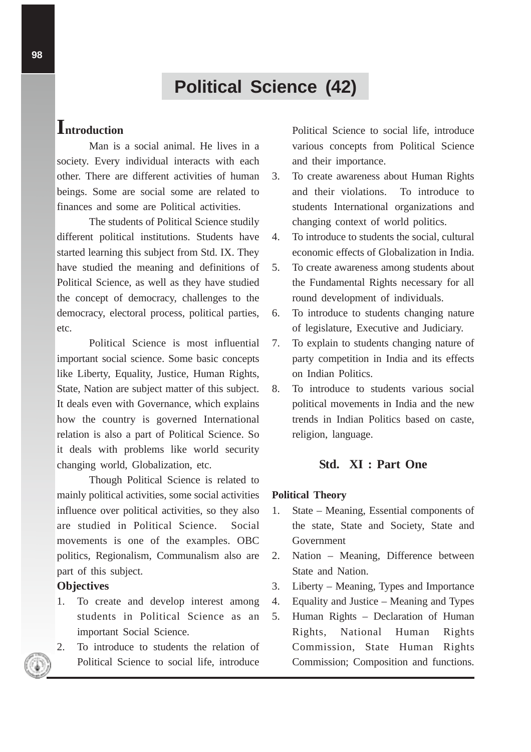# Political Science (42)

## Introduction

Man is a social animal. He lives in a society. Every individual interacts with each other. There are different activities of human beings. Some are social some are related to finances and some are Political activities.

The students of Political Science studily different political institutions. Students have started learning this subject from Std. IX. They have studied the meaning and definitions of Political Science, as well as they have studied the concept of democracy, challenges to the democracy, electoral process, political parties, etc.

Political Science is most influential important social science. Some basic concepts like Liberty, Equality, Justice, Human Rights, State, Nation are subject matter of this subject. It deals even with Governance, which explains how the country is governed International relation is also a part of Political Science. So it deals with problems like world security changing world, Globalization, etc.

Though Political Science is related to mainly political activities, some social activities influence over political activities, so they also are studied in Political Science. Social movements is one of the examples. OBC politics, Regionalism, Communalism also are part of this subject.

### Objectives

1. To create and develop interest among students in Political Science as an important Social Science.
2. To introduce to students the relation of Political Science to social life, introduce Political Science to social life, introduce various concepts from Political Science and their importance.
3. To create awareness about Human Rights and their violations. To introduce to students International organizations and changing context of world politics.
4. To introduce to students the social, cultural economic effects of Globalization in India.
5. To create awareness among students about the Fundamental Rights necessary for all round development of individuals.
6. To introduce to students changing nature of legislature, Executive and Judiciary.
7. To explain to students changing nature of party competition in India and its effects on Indian Politics.
8. To introduce to students various social political movements in India and the new trends in Indian Politics based on caste, religion, language.

## Std. XI : Part One

**Political Theory**

1. State – Meaning, Essential components of the state, State and Society, State and Government
2. Nation – Meaning, Difference between State and Nation.
3. Liberty – Meaning, Types and Importance
4. Equality and Justice – Meaning and Types
5. Human Rights – Declaration of Human Rights, National Human Rights Commission, State Human Rights Commission; Composition and functions.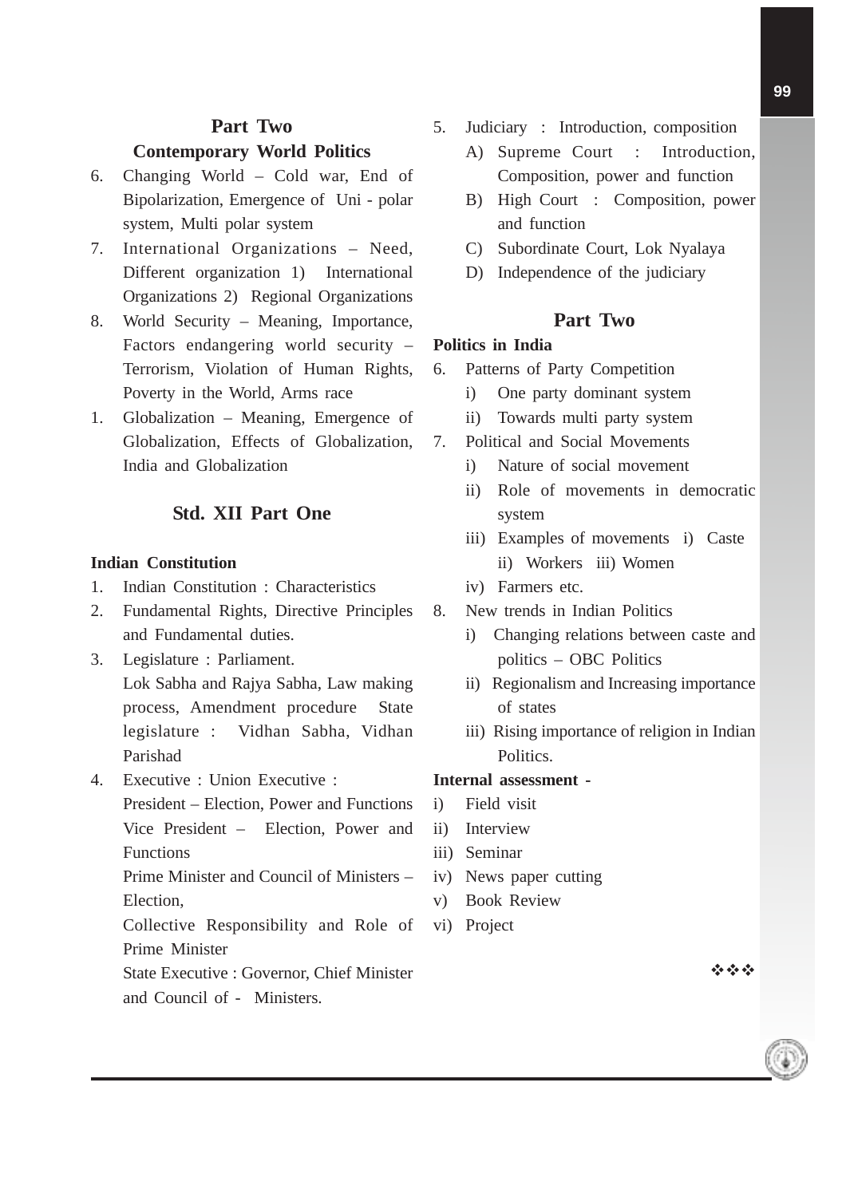## Part Two

### Contemporary World Politics

6. Changing World – Cold war, End of Bipolarization, Emergence of Uni - polar system, Multi polar system
7. International Organizations – Need, Different organization 1) International Organizations 2) Regional Organizations
8. World Security – Meaning, Importance, Factors endangering world security – Terrorism, Violation of Human Rights, Poverty in the World, Arms race
1. Globalization – Meaning, Emergence of Globalization, Effects of Globalization, India and Globalization

## Std. XII Part One

**Indian Constitution**

1. Indian Constitution : Characteristics
2. Fundamental Rights, Directive Principles and Fundamental duties.
3. Legislature : Parliament.
   Lok Sabha and Rajya Sabha, Law making process, Amendment procedure State legislature : Vidhan Sabha, Vidhan Parishad
4. Executive : Union Executive :
   President – Election, Power and Functions
   Vice President – Election, Power and Functions
   Prime Minister and Council of Ministers – Election,
   Collective Responsibility and Role of Prime Minister
   State Executive : Governor, Chief Minister and Council of - Ministers.
5. Judiciary : Introduction, composition
   A) Supreme Court : Introduction, Composition, power and function
   B) High Court : Composition, power and function
   C) Subordinate Court, Lok Nyalaya
   D) Independence of the judiciary

## Part Two

**Politics in India**

6. Patterns of Party Competition
   i) One party dominant system
   ii) Towards multi party system
7. Political and Social Movements
   i) Nature of social movement
   ii) Role of movements in democratic system
   iii) Examples of movements i) Caste ii) Workers iii) Women
   iv) Farmers etc.
8. New trends in Indian Politics
   i) Changing relations between caste and politics – OBC Politics
   ii) Regionalism and Increasing importance of states
   iii) Rising importance of religion in Indian Politics.

**Internal assessment -**

i) Field visit
ii) Interview
iii) Seminar
iv) News paper cutting
v) Book Review
vi) Project

❖❖❖